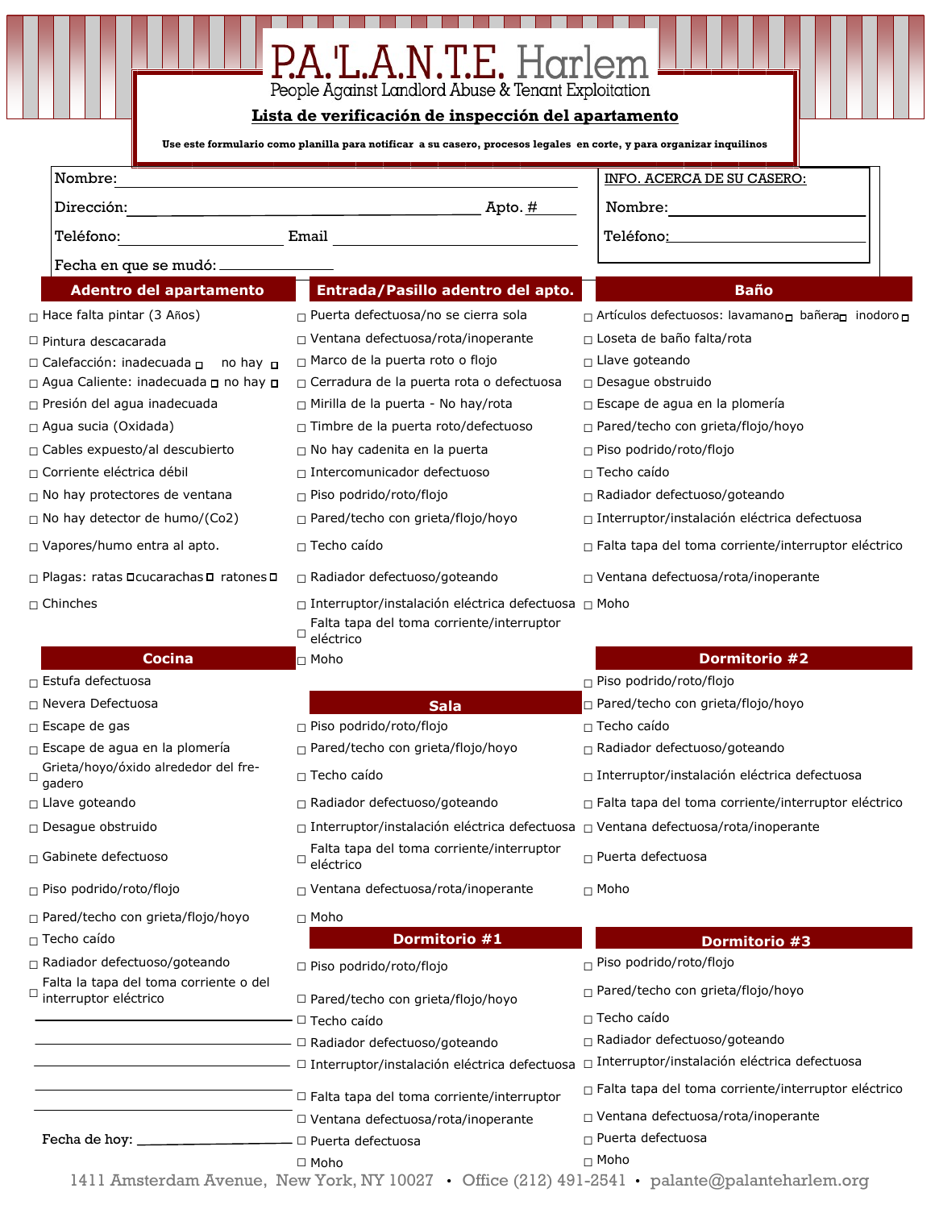# P.A.'L.A.N.T.E. Harlem

People Against Landlord Abuse & Tenant Exploitation

## Lista de verificación de inspección del apartamento

**Use este formulario como planilla para notificar a su casero, procesos legales en corte, y para organizar inquilinos**

Nombre: ____________________

Dirección: ____________________ Apto. # ______

Teléfono: ______________ Email ______________

Fecha en que se mudó: ______________

**INFO. ACERCA DE SU CASERO:**

Nombre: ____________________

Teléfono: ____________________

### Adentro del apartamento

- ☐ Hace falta pintar (3 Años)
- ☐ Pintura descacarada
- ☐ Calefacción: inadecuada ☐ no hay ☐
- ☐ Agua Caliente: inadecuada ☐ no hay ☐
- ☐ Presión del agua inadecuada
- ☐ Agua sucia (Oxidada)
- ☐ Cables expuesto/al descubierto
- ☐ Corriente eléctrica débil
- ☐ No hay protectores de ventana
- ☐ No hay detector de humo/(Co2)
- ☐ Vapores/humo entra al apto.
- ☐ Plagas: ratas ☐cucarachas ☐ ratones ☐
- ☐ Chinches

### Entrada/Pasillo adentro del apto.

- ☐ Puerta defectuosa/no se cierra sola
- ☐ Ventana defectuosa/rota/inoperante
- ☐ Marco de la puerta roto o flojo
- ☐ Cerradura de la puerta rota o defectuosa
- ☐ Mirilla de la puerta - No hay/rota
- ☐ Timbre de la puerta roto/defectuoso
- ☐ No hay cadenita en la puerta
- ☐ Intercomunicador defectuoso
- ☐ Piso podrido/roto/flojo
- ☐ Pared/techo con grieta/flojo/hoyo
- ☐ Techo caído
- ☐ Radiador defectuoso/goteando
- ☐ Interruptor/instalación eléctrica defectuosa
- ☐ Falta tapa del toma corriente/interruptor eléctrico
- ☐ Moho

### Baño

- ☐ Artículos defectuosos: lavamano ☐ bañera ☐ inodoro ☐
- ☐ Loseta de baño falta/rota
- ☐ Llave goteando
- ☐ Desague obstruido
- ☐ Escape de agua en la plomería
- ☐ Pared/techo con grieta/flojo/hoyo
- ☐ Piso podrido/roto/flojo
- ☐ Techo caído
- ☐ Radiador defectuoso/goteando
- ☐ Interruptor/instalación eléctrica defectuosa
- ☐ Falta tapa del toma corriente/interruptor eléctrico
- ☐ Ventana defectuosa/rota/inoperante
- ☐ Moho

### Cocina

- ☐ Estufa defectuosa
- ☐ Nevera Defectuosa
- ☐ Escape de gas
- ☐ Escape de agua en la plomería
- ☐ Grieta/hoyo/óxido alrededor del fregadero
- ☐ Llave goteando
- ☐ Desague obstruido
- ☐ Gabinete defectuoso
- ☐ Piso podrido/roto/flojo
- ☐ Pared/techo con grieta/flojo/hoyo
- ☐ Techo caído
- ☐ Radiador defectuoso/goteando
- ☐ Falta la tapa del toma corriente o del interruptor eléctrico

______________________

______________________

______________________

______________________

______________________

Fecha de hoy: ______________

### Sala

- ☐ Piso podrido/roto/flojo
- ☐ Pared/techo con grieta/flojo/hoyo
- ☐ Techo caído
- ☐ Radiador defectuoso/goteando
- ☐ Interruptor/instalación eléctrica defectuosa
- ☐ Falta tapa del toma corriente/interruptor eléctrico
- ☐ Ventana defectuosa/rota/inoperante
- ☐ Moho

### Dormitorio #1

- ☐ Piso podrido/roto/flojo
- ☐ Pared/techo con grieta/flojo/hoyo
- ☐ Techo caído
- ☐ Radiador defectuoso/goteando
- ☐ Interruptor/instalación eléctrica defectuosa
- ☐ Falta tapa del toma corriente/interruptor
- ☐ Ventana defectuosa/rota/inoperante
- ☐ Puerta defectuosa
- ☐ Moho

### Dormitorio #2

- ☐ Piso podrido/roto/flojo
- ☐ Pared/techo con grieta/flojo/hoyo
- ☐ Techo caído
- ☐ Radiador defectuoso/goteando
- ☐ Interruptor/instalación eléctrica defectuosa
- ☐ Falta tapa del toma corriente/interruptor eléctrico
- ☐ Ventana defectuosa/rota/inoperante
- ☐ Puerta defectuosa
- ☐ Moho

### Dormitorio #3

- ☐ Piso podrido/roto/flojo
- ☐ Pared/techo con grieta/flojo/hoyo
- ☐ Techo caído
- ☐ Radiador defectuoso/goteando
- ☐ Interruptor/instalación eléctrica defectuosa
- ☐ Falta tapa del toma corriente/interruptor eléctrico
- ☐ Ventana defectuosa/rota/inoperante
- ☐ Puerta defectuosa
- ☐ Moho

1411 Amsterdam Avenue, New York, NY 10027 • Office (212) 491-2541 • palante@palanteharlem.org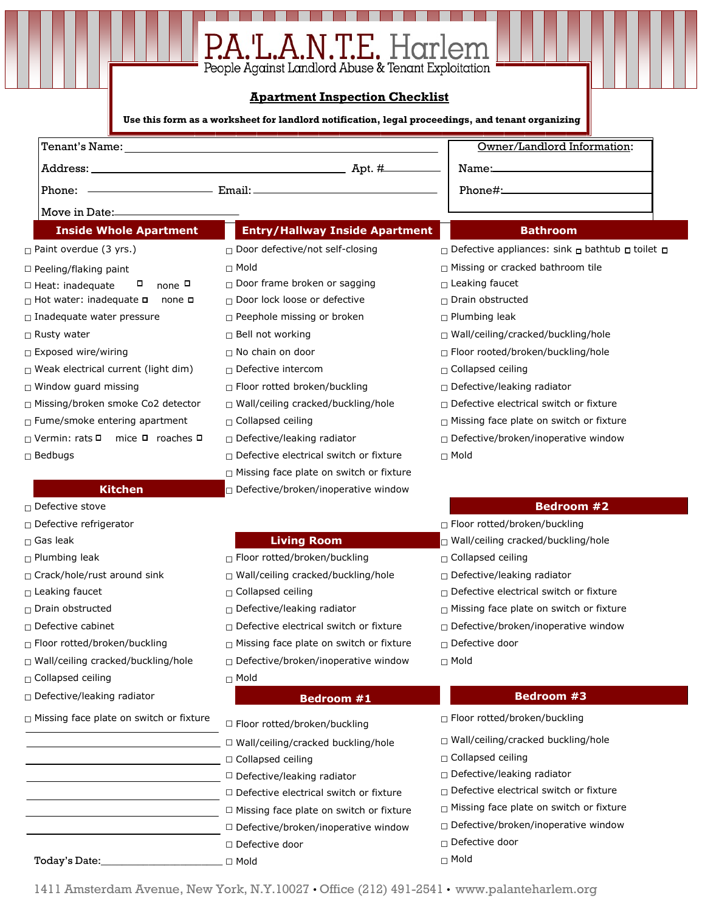# P.A.'L.A.N.T.E. Harlem

People Against Landlord Abuse & Tenant Exploitation

## Apartment Inspection Checklist

**Use this form as a worksheet for landlord notification, legal proceedings, and tenant organizing**

Tenant's Name: ______________________________

Address: ______________________________ Apt. # ________

Phone: ______________ Email: ______________________

Move in Date: ______________

**Owner/Landlord Information:**

Name: ______________________

Phone#: ______________________

### Inside Whole Apartment

- ☐ Paint overdue (3 yrs.)
- ☐ Peeling/flaking paint
- ☐ Heat: inadequate ☐ none ☐
- ☐ Hot water: inadequate ☐ none ☐
- ☐ Inadequate water pressure
- ☐ Rusty water
- ☐ Exposed wire/wiring
- ☐ Weak electrical current (light dim)
- ☐ Window guard missing
- ☐ Missing/broken smoke Co2 detector
- ☐ Fume/smoke entering apartment
- ☐ Vermin: rats ☐ mice ☐ roaches ☐
- ☐ Bedbugs

### Kitchen

- ☐ Defective stove
- ☐ Defective refrigerator
- ☐ Gas leak
- ☐ Plumbing leak
- ☐ Crack/hole/rust around sink
- ☐ Leaking faucet
- ☐ Drain obstructed
- ☐ Defective cabinet
- ☐ Floor rotted/broken/buckling
- ☐ Wall/ceiling cracked/buckling/hole
- ☐ Collapsed ceiling
- ☐ Defective/leaking radiator
- ☐ Missing face plate on switch or fixture

______________________________

______________________________

______________________________

______________________________

______________________________

______________________________

Today's Date: ____________________

### Entry/Hallway Inside Apartment

- ☐ Door defective/not self-closing
- ☐ Mold
- ☐ Door frame broken or sagging
- ☐ Door lock loose or defective
- ☐ Peephole missing or broken
- ☐ Bell not working
- ☐ No chain on door
- ☐ Defective intercom
- ☐ Floor rotted broken/buckling
- ☐ Wall/ceiling cracked/buckling/hole
- ☐ Collapsed ceiling
- ☐ Defective/leaking radiator
- ☐ Defective electrical switch or fixture
- ☐ Missing face plate on switch or fixture
- ☐ Defective/broken/inoperative window

### Living Room

- ☐ Floor rotted/broken/buckling
- ☐ Wall/ceiling cracked/buckling/hole
- ☐ Collapsed ceiling
- ☐ Defective/leaking radiator
- ☐ Defective electrical switch or fixture
- ☐ Missing face plate on switch or fixture
- ☐ Defective/broken/inoperative window
- ☐ Mold

### Bedroom #1

- ☐ Floor rotted/broken/buckling
- ☐ Wall/ceiling/cracked buckling/hole
- ☐ Collapsed ceiling
- ☐ Defective/leaking radiator
- ☐ Defective electrical switch or fixture
- ☐ Missing face plate on switch or fixture
- ☐ Defective/broken/inoperative window
- ☐ Defective door
- ☐ Mold

### Bathroom

- ☐ Defective appliances: sink ☐ bathtub ☐ toilet ☐
- ☐ Missing or cracked bathroom tile
- ☐ Leaking faucet
- ☐ Drain obstructed
- ☐ Plumbing leak
- ☐ Wall/ceiling/cracked/buckling/hole
- ☐ Floor rooted/broken/buckling/hole
- ☐ Collapsed ceiling
- ☐ Defective/leaking radiator
- ☐ Defective electrical switch or fixture
- ☐ Missing face plate on switch or fixture
- ☐ Defective/broken/inoperative window
- ☐ Mold

### Bedroom #2

- ☐ Floor rotted/broken/buckling
- ☐ Wall/ceiling cracked/buckling/hole
- ☐ Collapsed ceiling
- ☐ Defective/leaking radiator
- ☐ Defective electrical switch or fixture
- ☐ Missing face plate on switch or fixture
- ☐ Defective/broken/inoperative window
- ☐ Defective door
- ☐ Mold

### Bedroom #3

- ☐ Floor rotted/broken/buckling
- ☐ Wall/ceiling/cracked buckling/hole
- ☐ Collapsed ceiling
- ☐ Defective/leaking radiator
- ☐ Defective electrical switch or fixture
- ☐ Missing face plate on switch or fixture
- ☐ Defective/broken/inoperative window
- ☐ Defective door
- ☐ Mold

1411 Amsterdam Avenue, New York, N.Y.10027 • Office (212) 491-2541 • www.palanteharlem.org